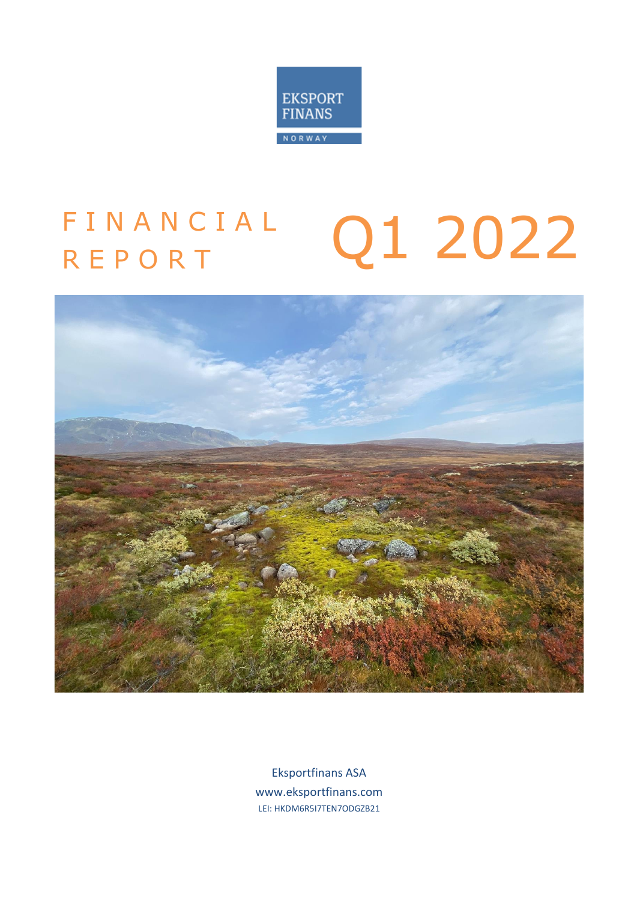EKSPORT FINANS

NORWAY

# FINANCIAL REPORT Q1 2022

Eksportfinans ASA

www.eksportfinans.com

LEI: HKDM6R5I7TEN7ODGZB21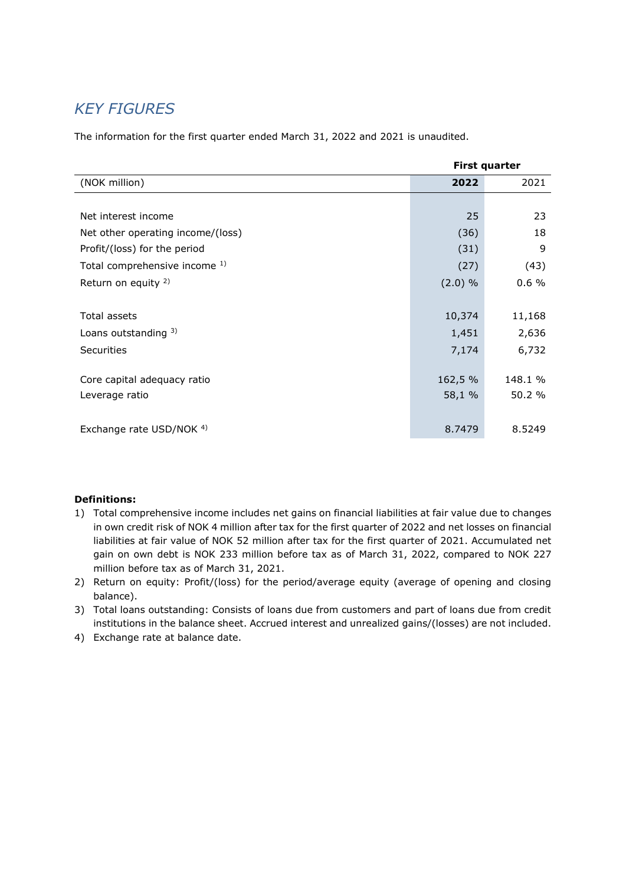## *KEY FIGURES*

The information for the first quarter ended March 31, 2022 and 2021 is unaudited.

| | First quarter | |
|---|---|---|
| (NOK million) | **2022** | 2021 |
| Net interest income | 25 | 23 |
| Net other operating income/(loss) | (36) | 18 |
| Profit/(loss) for the period | (31) | 9 |
| Total comprehensive income [1)] | (27) | (43) |
| Return on equity [2)] | (2.0) % | 0.6 % |
| Total assets | 10,374 | 11,168 |
| Loans outstanding [3)] | 1,451 | 2,636 |
| Securities | 7,174 | 6,732 |
| Core capital adequacy ratio | 162,5 % | 148.1 % |
| Leverage ratio | 58,1 % | 50.2 % |
| Exchange rate USD/NOK [4)] | 8.7479 | 8.5249 |

**Definitions:**

1) Total comprehensive income includes net gains on financial liabilities at fair value due to changes in own credit risk of NOK 4 million after tax for the first quarter of 2022 and net losses on financial liabilities at fair value of NOK 52 million after tax for the first quarter of 2021. Accumulated net gain on own debt is NOK 233 million before tax as of March 31, 2022, compared to NOK 227 million before tax as of March 31, 2021.
2) Return on equity: Profit/(loss) for the period/average equity (average of opening and closing balance).
3) Total loans outstanding: Consists of loans due from customers and part of loans due from credit institutions in the balance sheet. Accrued interest and unrealized gains/(losses) are not included.
4) Exchange rate at balance date.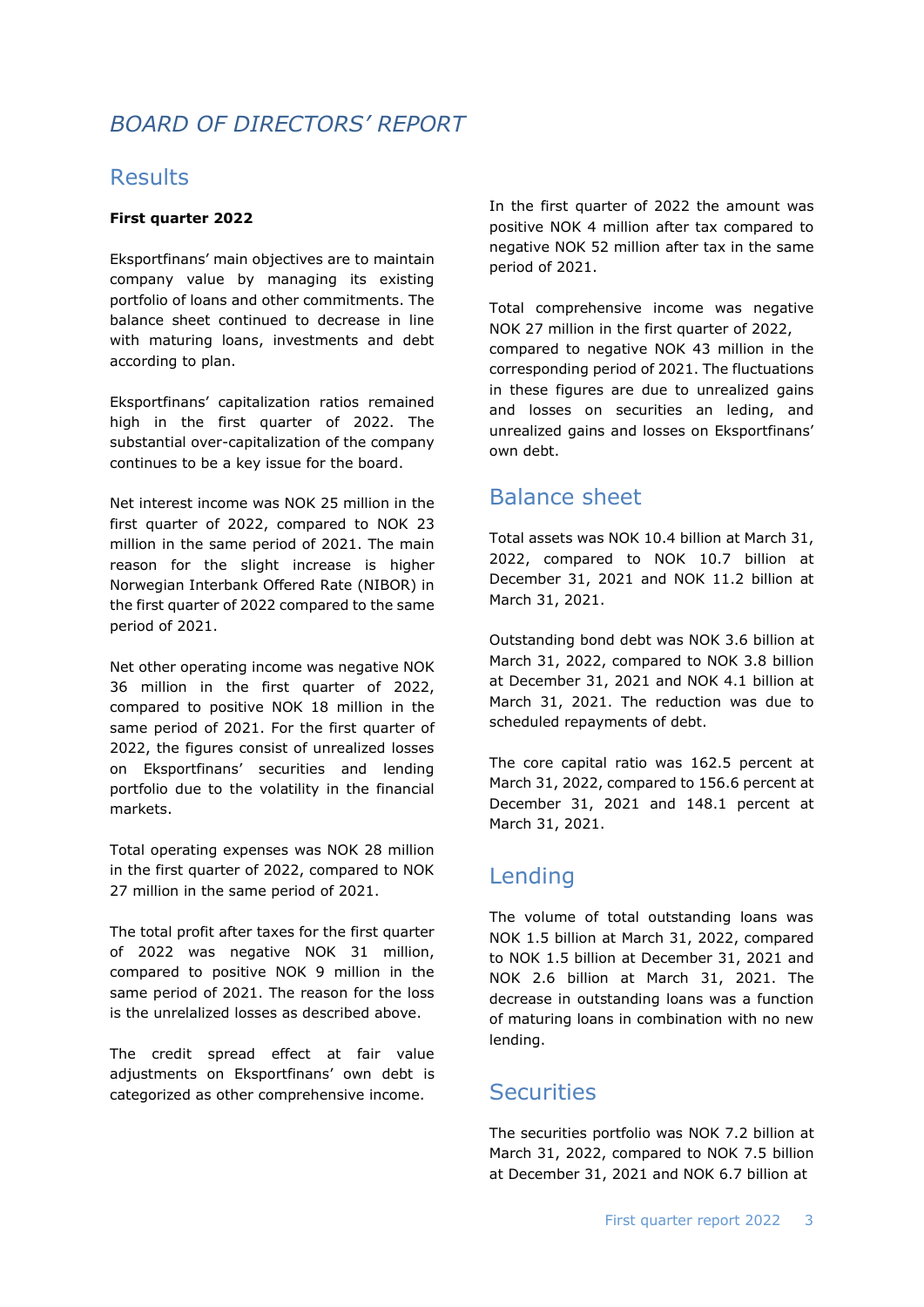# BOARD OF DIRECTORS' REPORT

## Results

**First quarter 2022**

Eksportfinans' main objectives are to maintain company value by managing its existing portfolio of loans and other commitments. The balance sheet continued to decrease in line with maturing loans, investments and debt according to plan.

Eksportfinans' capitalization ratios remained high in the first quarter of 2022. The substantial over-capitalization of the company continues to be a key issue for the board.

Net interest income was NOK 25 million in the first quarter of 2022, compared to NOK 23 million in the same period of 2021. The main reason for the slight increase is higher Norwegian Interbank Offered Rate (NIBOR) in the first quarter of 2022 compared to the same period of 2021.

Net other operating income was negative NOK 36 million in the first quarter of 2022, compared to positive NOK 18 million in the same period of 2021. For the first quarter of 2022, the figures consist of unrealized losses on Eksportfinans' securities and lending portfolio due to the volatility in the financial markets.

Total operating expenses was NOK 28 million in the first quarter of 2022, compared to NOK 27 million in the same period of 2021.

The total profit after taxes for the first quarter of 2022 was negative NOK 31 million, compared to positive NOK 9 million in the same period of 2021. The reason for the loss is the unrelalized losses as described above.

The credit spread effect at fair value adjustments on Eksportfinans' own debt is categorized as other comprehensive income.

In the first quarter of 2022 the amount was positive NOK 4 million after tax compared to negative NOK 52 million after tax in the same period of 2021.

Total comprehensive income was negative NOK 27 million in the first quarter of 2022, compared to negative NOK 43 million in the corresponding period of 2021. The fluctuations in these figures are due to unrealized gains and losses on securities an leding, and unrealized gains and losses on Eksportfinans' own debt.

## Balance sheet

Total assets was NOK 10.4 billion at March 31, 2022, compared to NOK 10.7 billion at December 31, 2021 and NOK 11.2 billion at March 31, 2021.

Outstanding bond debt was NOK 3.6 billion at March 31, 2022, compared to NOK 3.8 billion at December 31, 2021 and NOK 4.1 billion at March 31, 2021. The reduction was due to scheduled repayments of debt.

The core capital ratio was 162.5 percent at March 31, 2022, compared to 156.6 percent at December 31, 2021 and 148.1 percent at March 31, 2021.

## Lending

The volume of total outstanding loans was NOK 1.5 billion at March 31, 2022, compared to NOK 1.5 billion at December 31, 2021 and NOK 2.6 billion at March 31, 2021. The decrease in outstanding loans was a function of maturing loans in combination with no new lending.

## Securities

The securities portfolio was NOK 7.2 billion at March 31, 2022, compared to NOK 7.5 billion at December 31, 2021 and NOK 6.7 billion at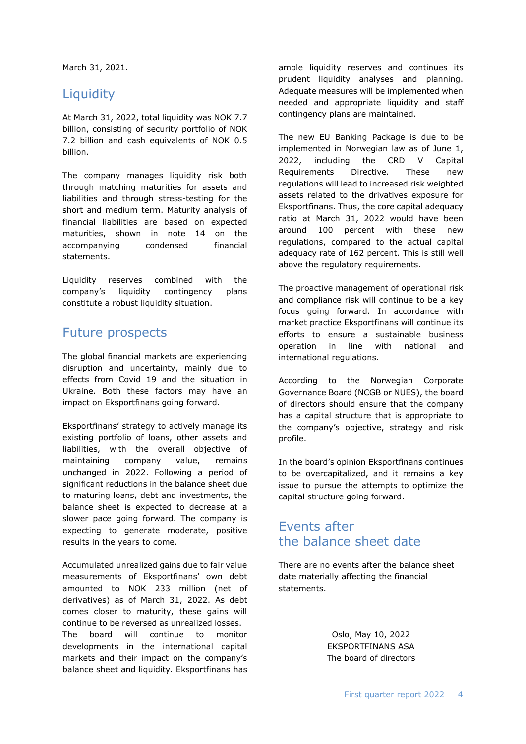March 31, 2021.

## Liquidity

At March 31, 2022, total liquidity was NOK 7.7 billion, consisting of security portfolio of NOK 7.2 billion and cash equivalents of NOK 0.5 billion.

The company manages liquidity risk both through matching maturities for assets and liabilities and through stress-testing for the short and medium term. Maturity analysis of financial liabilities are based on expected maturities, shown in note 14 on the accompanying condensed financial statements.

Liquidity reserves combined with the company's liquidity contingency plans constitute a robust liquidity situation.

## Future prospects

The global financial markets are experiencing disruption and uncertainty, mainly due to effects from Covid 19 and the situation in Ukraine. Both these factors may have an impact on Eksportfinans going forward.

Eksportfinans' strategy to actively manage its existing portfolio of loans, other assets and liabilities, with the overall objective of maintaining company value, remains unchanged in 2022. Following a period of significant reductions in the balance sheet due to maturing loans, debt and investments, the balance sheet is expected to decrease at a slower pace going forward. The company is expecting to generate moderate, positive results in the years to come.

Accumulated unrealized gains due to fair value measurements of Eksportfinans' own debt amounted to NOK 233 million (net of derivatives) as of March 31, 2022. As debt comes closer to maturity, these gains will continue to be reversed as unrealized losses. The board will continue to monitor developments in the international capital markets and their impact on the company's balance sheet and liquidity. Eksportfinans has ample liquidity reserves and continues its prudent liquidity analyses and planning. Adequate measures will be implemented when needed and appropriate liquidity and staff contingency plans are maintained.

The new EU Banking Package is due to be implemented in Norwegian law as of June 1, 2022, including the CRD V Capital Requirements Directive. These new regulations will lead to increased risk weighted assets related to the drivatives exposure for Eksportfinans. Thus, the core capital adequacy ratio at March 31, 2022 would have been around 100 percent with these new regulations, compared to the actual capital adequacy rate of 162 percent. This is still well above the regulatory requirements.

The proactive management of operational risk and compliance risk will continue to be a key focus going forward. In accordance with market practice Eksportfinans will continue its efforts to ensure a sustainable business operation in line with national and international regulations.

According to the Norwegian Corporate Governance Board (NCGB or NUES), the board of directors should ensure that the company has a capital structure that is appropriate to the company's objective, strategy and risk profile.

In the board's opinion Eksportfinans continues to be overcapitalized, and it remains a key issue to pursue the attempts to optimize the capital structure going forward.

## Events after the balance sheet date

There are no events after the balance sheet date materially affecting the financial statements.

Oslo, May 10, 2022
EKSPORTFINANS ASA
The board of directors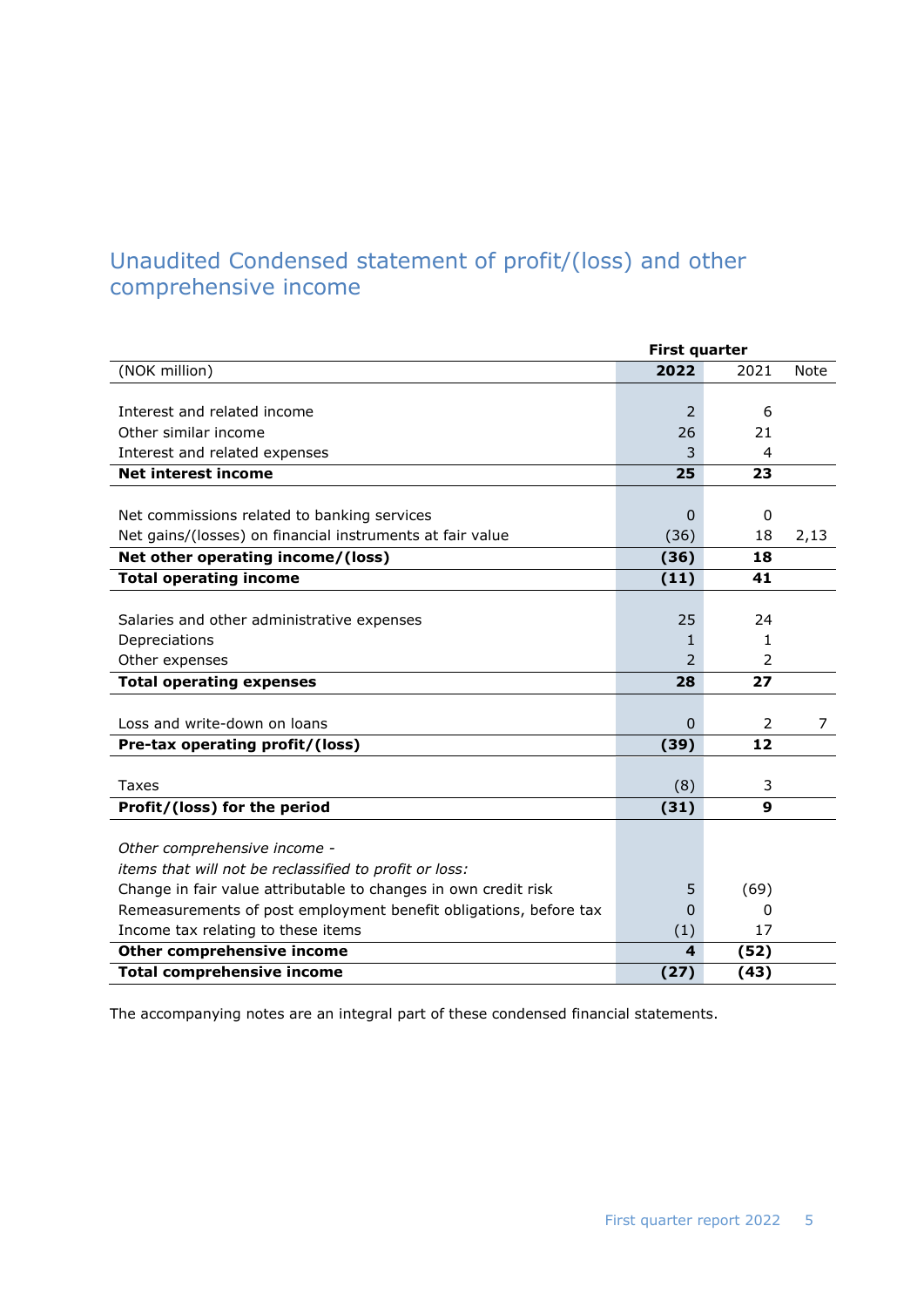# Unaudited Condensed statement of profit/(loss) and other comprehensive income

| (NOK million) | First quarter 2022 | First quarter 2021 | Note |
|---|---|---|---|
| Interest and related income | 2 | 6 | |
| Other similar income | 26 | 21 | |
| Interest and related expenses | 3 | 4 | |
| **Net interest income** | **25** | **23** | |
| Net commissions related to banking services | 0 | 0 | |
| Net gains/(losses) on financial instruments at fair value | (36) | 18 | 2,13 |
| **Net other operating income/(loss)** | **(36)** | **18** | |
| **Total operating income** | **(11)** | **41** | |
| Salaries and other administrative expenses | 25 | 24 | |
| Depreciations | 1 | 1 | |
| Other expenses | 2 | 2 | |
| **Total operating expenses** | **28** | **27** | |
| Loss and write-down on loans | 0 | 2 | 7 |
| **Pre-tax operating profit/(loss)** | **(39)** | **12** | |
| Taxes | (8) | 3 | |
| **Profit/(loss) for the period** | **(31)** | **9** | |
| *Other comprehensive income -* | | | |
| *items that will not be reclassified to profit or loss:* | | | |
| Change in fair value attributable to changes in own credit risk | 5 | (69) | |
| Remeasurements of post employment benefit obligations, before tax | 0 | 0 | |
| Income tax relating to these items | (1) | 17 | |
| **Other comprehensive income** | **4** | **(52)** | |
| **Total comprehensive income** | **(27)** | **(43)** | |

The accompanying notes are an integral part of these condensed financial statements.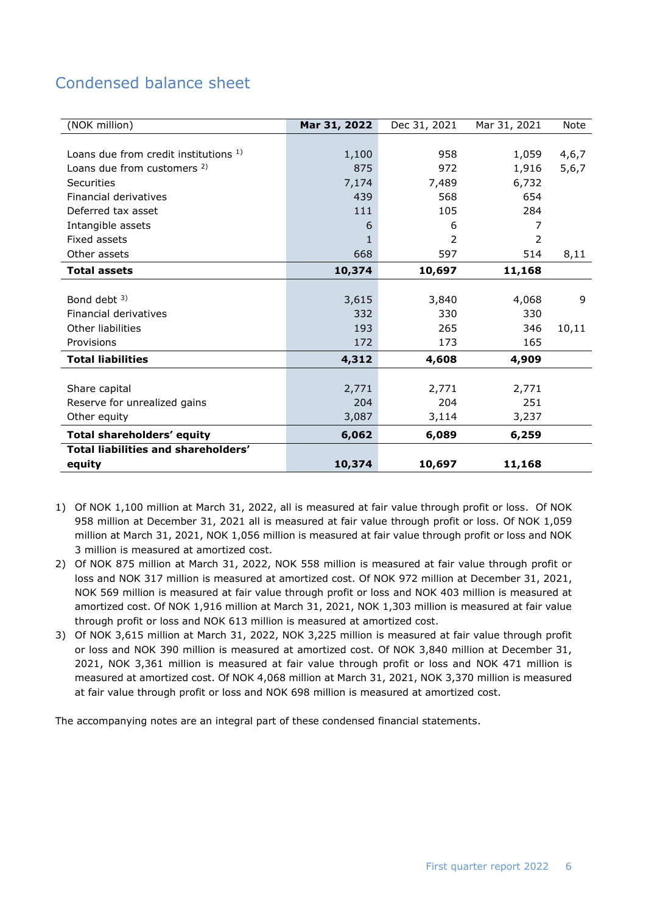## Condensed balance sheet

| (NOK million) | **Mar 31, 2022** | Dec 31, 2021 | Mar 31, 2021 | Note |
|---|---|---|---|---|
| Loans due from credit institutions [1)] | 1,100 | 958 | 1,059 | 4,6,7 |
| Loans due from customers [2)] | 875 | 972 | 1,916 | 5,6,7 |
| Securities | 7,174 | 7,489 | 6,732 | |
| Financial derivatives | 439 | 568 | 654 | |
| Deferred tax asset | 111 | 105 | 284 | |
| Intangible assets | 6 | 6 | 7 | |
| Fixed assets | 1 | 2 | 2 | |
| Other assets | 668 | 597 | 514 | 8,11 |
| **Total assets** | **10,374** | **10,697** | **11,168** | |
| Bond debt [3)] | 3,615 | 3,840 | 4,068 | 9 |
| Financial derivatives | 332 | 330 | 330 | |
| Other liabilities | 193 | 265 | 346 | 10,11 |
| Provisions | 172 | 173 | 165 | |
| **Total liabilities** | **4,312** | **4,608** | **4,909** | |
| Share capital | 2,771 | 2,771 | 2,771 | |
| Reserve for unrealized gains | 204 | 204 | 251 | |
| Other equity | 3,087 | 3,114 | 3,237 | |
| **Total shareholders' equity** | **6,062** | **6,089** | **6,259** | |
| **Total liabilities and shareholders' equity** | **10,374** | **10,697** | **11,168** | |

1) Of NOK 1,100 million at March 31, 2022, all is measured at fair value through profit or loss. Of NOK 958 million at December 31, 2021 all is measured at fair value through profit or loss. Of NOK 1,059 million at March 31, 2021, NOK 1,056 million is measured at fair value through profit or loss and NOK 3 million is measured at amortized cost.
2) Of NOK 875 million at March 31, 2022, NOK 558 million is measured at fair value through profit or loss and NOK 317 million is measured at amortized cost. Of NOK 972 million at December 31, 2021, NOK 569 million is measured at fair value through profit or loss and NOK 403 million is measured at amortized cost. Of NOK 1,916 million at March 31, 2021, NOK 1,303 million is measured at fair value through profit or loss and NOK 613 million is measured at amortized cost.
3) Of NOK 3,615 million at March 31, 2022, NOK 3,225 million is measured at fair value through profit or loss and NOK 390 million is measured at amortized cost. Of NOK 3,840 million at December 31, 2021, NOK 3,361 million is measured at fair value through profit or loss and NOK 471 million is measured at amortized cost. Of NOK 4,068 million at March 31, 2021, NOK 3,370 million is measured at fair value through profit or loss and NOK 698 million is measured at amortized cost.

The accompanying notes are an integral part of these condensed financial statements.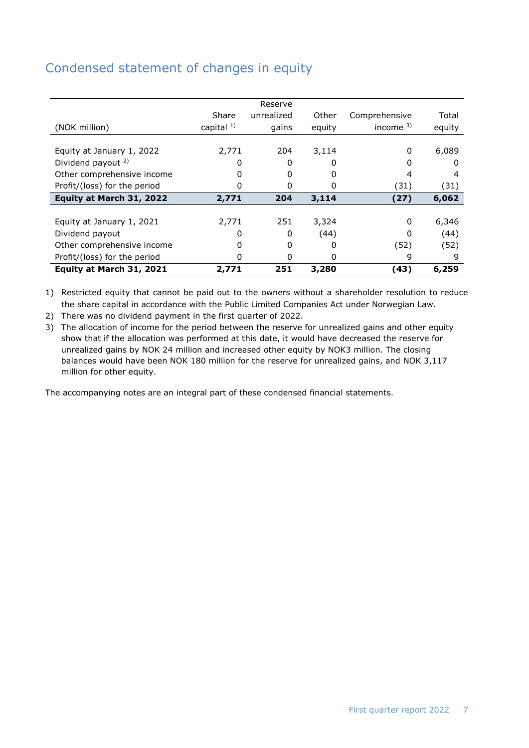## Condensed statement of changes in equity

| (NOK million) | Share capital [1] | Reserve unrealized gains | Other equity | Comprehensive income [3] | Total equity |
|---|---|---|---|---|---|
| Equity at January 1, 2022 | 2,771 | 204 | 3,114 | 0 | 6,089 |
| Dividend payout [2] | 0 | 0 | 0 | 0 | 0 |
| Other comprehensive income | 0 | 0 | 0 | 4 | 4 |
| Profit/(loss) for the period | 0 | 0 | 0 | (31) | (31) |
| **Equity at March 31, 2022** | **2,771** | **204** | **3,114** | **(27)** | **6,062** |
| | | | | | |
| Equity at January 1, 2021 | 2,771 | 251 | 3,324 | 0 | 6,346 |
| Dividend payout | 0 | 0 | (44) | 0 | (44) |
| Other comprehensive income | 0 | 0 | 0 | (52) | (52) |
| Profit/(loss) for the period | 0 | 0 | 0 | 9 | 9 |
| **Equity at March 31, 2021** | **2,771** | **251** | **3,280** | **(43)** | **6,259** |

1) Restricted equity that cannot be paid out to the owners without a shareholder resolution to reduce the share capital in accordance with the Public Limited Companies Act under Norwegian Law.
2) There was no dividend payment in the first quarter of 2022.
3) The allocation of income for the period between the reserve for unrealized gains and other equity show that if the allocation was performed at this date, it would have decreased the reserve for unrealized gains by NOK 24 million and increased other equity by NOK3 million. The closing balances would have been NOK 180 million for the reserve for unrealized gains, and NOK 3,117 million for other equity.

The accompanying notes are an integral part of these condensed financial statements.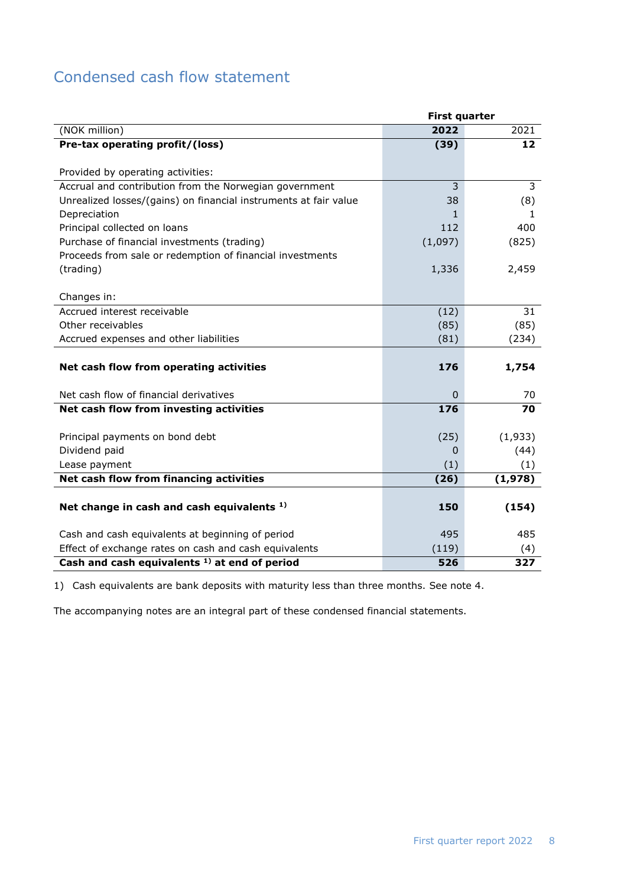# Condensed cash flow statement

| (NOK million) | First quarter 2022 | 2021 |
|---|---|---|
| **Pre-tax operating profit/(loss)** | **(39)** | **12** |
| | | |
| Provided by operating activities: | | |
| Accrual and contribution from the Norwegian government | 3 | 3 |
| Unrealized losses/(gains) on financial instruments at fair value | 38 | (8) |
| Depreciation | 1 | 1 |
| Principal collected on loans | 112 | 400 |
| Purchase of financial investments (trading) | (1,097) | (825) |
| Proceeds from sale or redemption of financial investments (trading) | 1,336 | 2,459 |
| | | |
| Changes in: | | |
| Accrued interest receivable | (12) | 31 |
| Other receivables | (85) | (85) |
| Accrued expenses and other liabilities | (81) | (234) |
| | | |
| **Net cash flow from operating activities** | **176** | **1,754** |
| | | |
| Net cash flow of financial derivatives | 0 | 70 |
| **Net cash flow from investing activities** | **176** | **70** |
| | | |
| Principal payments on bond debt | (25) | (1,933) |
| Dividend paid | 0 | (44) |
| Lease payment | (1) | (1) |
| **Net cash flow from financing activities** | **(26)** | **(1,978)** |
| | | |
| **Net change in cash and cash equivalents [1)]** | **150** | **(154)** |
| | | |
| Cash and cash equivalents at beginning of period | 495 | 485 |
| Effect of exchange rates on cash and cash equivalents | (119) | (4) |
| **Cash and cash equivalents [1)] at end of period** | **526** | **327** |

1) Cash equivalents are bank deposits with maturity less than three months. See note 4.

The accompanying notes are an integral part of these condensed financial statements.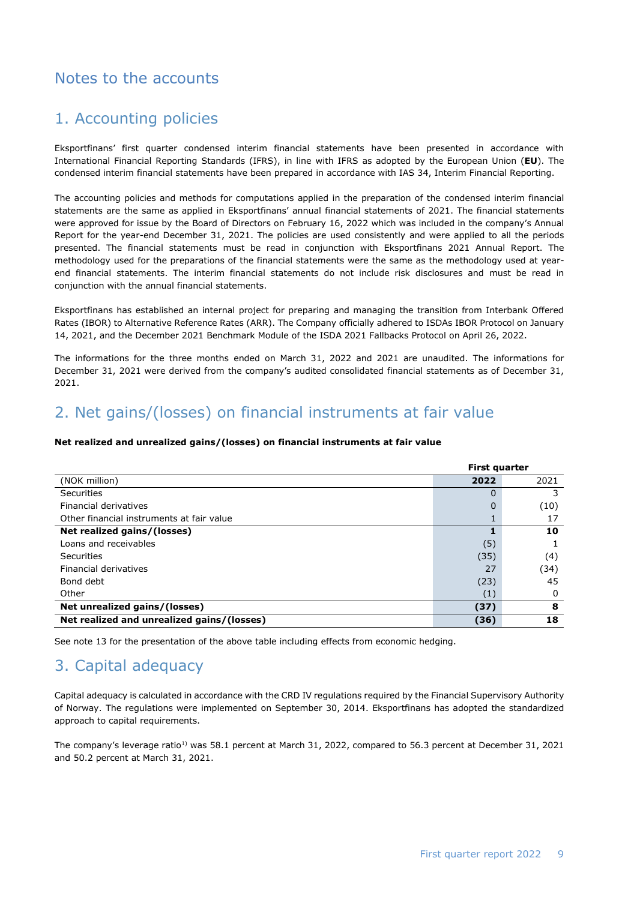# Notes to the accounts

## 1. Accounting policies

Eksportfinans' first quarter condensed interim financial statements have been presented in accordance with International Financial Reporting Standards (IFRS), in line with IFRS as adopted by the European Union (**EU**). The condensed interim financial statements have been prepared in accordance with IAS 34, Interim Financial Reporting.

The accounting policies and methods for computations applied in the preparation of the condensed interim financial statements are the same as applied in Eksportfinans' annual financial statements of 2021. The financial statements were approved for issue by the Board of Directors on February 16, 2022 which was included in the company's Annual Report for the year-end December 31, 2021. The policies are used consistently and were applied to all the periods presented. The financial statements must be read in conjunction with Eksportfinans 2021 Annual Report. The methodology used for the preparations of the financial statements were the same as the methodology used at year-end financial statements. The interim financial statements do not include risk disclosures and must be read in conjunction with the annual financial statements.

Eksportfinans has established an internal project for preparing and managing the transition from Interbank Offered Rates (IBOR) to Alternative Reference Rates (ARR). The Company officially adhered to ISDAs IBOR Protocol on January 14, 2021, and the December 2021 Benchmark Module of the ISDA 2021 Fallbacks Protocol on April 26, 2022.

The informations for the three months ended on March 31, 2022 and 2021 are unaudited. The informations for December 31, 2021 were derived from the company's audited consolidated financial statements as of December 31, 2021.

## 2. Net gains/(losses) on financial instruments at fair value

**Net realized and unrealized gains/(losses) on financial instruments at fair value**

| | First quarter | |
|---|---|---|
| (NOK million) | **2022** | 2021 |
| Securities | 0 | 3 |
| Financial derivatives | 0 | (10) |
| Other financial instruments at fair value | 1 | 17 |
| **Net realized gains/(losses)** | **1** | **10** |
| Loans and receivables | (5) | 1 |
| Securities | (35) | (4) |
| Financial derivatives | 27 | (34) |
| Bond debt | (23) | 45 |
| Other | (1) | 0 |
| **Net unrealized gains/(losses)** | **(37)** | **8** |
| **Net realized and unrealized gains/(losses)** | **(36)** | **18** |

See note 13 for the presentation of the above table including effects from economic hedging.

## 3. Capital adequacy

Capital adequacy is calculated in accordance with the CRD IV regulations required by the Financial Supervisory Authority of Norway. The regulations were implemented on September 30, 2014. Eksportfinans has adopted the standardized approach to capital requirements.

The company's leverage ratio[1)] was 58.1 percent at March 31, 2022, compared to 56.3 percent at December 31, 2021 and 50.2 percent at March 31, 2021.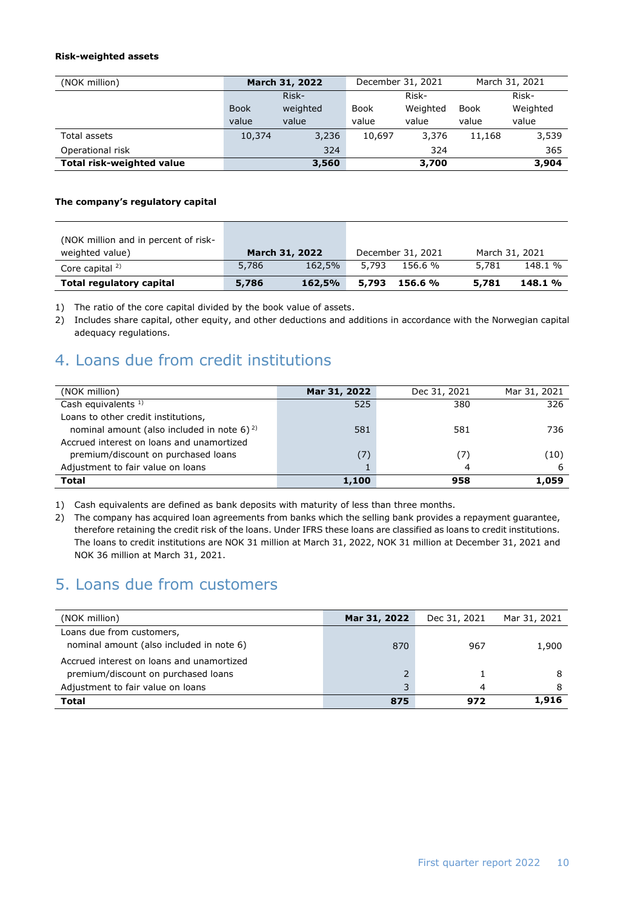**Risk-weighted assets**

| (NOK million) | March 31, 2022 | | December 31, 2021 | | March 31, 2021 | |
|---|---|---|---|---|---|---|
| | Book value | Risk-weighted value | Book value | Risk-Weighted value | Book value | Risk-Weighted value |
| Total assets | 10,374 | 3,236 | 10,697 | 3,376 | 11,168 | 3,539 |
| Operational risk | | 324 | | 324 | | 365 |
| **Total risk-weighted value** | | **3,560** | | **3,700** | | **3,904** |

**The company's regulatory capital**

| (NOK million and in percent of risk-weighted value) | March 31, 2022 | | December 31, 2021 | | March 31, 2021 | |
|---|---|---|---|---|---|---|
| Core capital [2] | 5,786 | 162,5% | 5,793 | 156.6 % | 5,781 | 148.1 % |
| **Total regulatory capital** | **5,786** | **162,5%** | **5,793** | **156.6 %** | **5,781** | **148.1 %** |

1) The ratio of the core capital divided by the book value of assets.
2) Includes share capital, other equity, and other deductions and additions in accordance with the Norwegian capital adequacy regulations.

## 4. Loans due from credit institutions

| (NOK million) | Mar 31, 2022 | Dec 31, 2021 | Mar 31, 2021 |
|---|---|---|---|
| Cash equivalents [1] | 525 | 380 | 326 |
| Loans to other credit institutions, nominal amount (also included in note 6) [2] | 581 | 581 | 736 |
| Accrued interest on loans and unamortized premium/discount on purchased loans | (7) | (7) | (10) |
| Adjustment to fair value on loans | 1 | 4 | 6 |
| **Total** | **1,100** | **958** | **1,059** |

1) Cash equivalents are defined as bank deposits with maturity of less than three months.
2) The company has acquired loan agreements from banks which the selling bank provides a repayment guarantee, therefore retaining the credit risk of the loans. Under IFRS these loans are classified as loans to credit institutions. The loans to credit institutions are NOK 31 million at March 31, 2022, NOK 31 million at December 31, 2021 and NOK 36 million at March 31, 2021.

## 5. Loans due from customers

| (NOK million) | Mar 31, 2022 | Dec 31, 2021 | Mar 31, 2021 |
|---|---|---|---|
| Loans due from customers, nominal amount (also included in note 6) | 870 | 967 | 1,900 |
| Accrued interest on loans and unamortized premium/discount on purchased loans | 2 | 1 | 8 |
| Adjustment to fair value on loans | 3 | 4 | 8 |
| **Total** | **875** | **972** | **1,916** |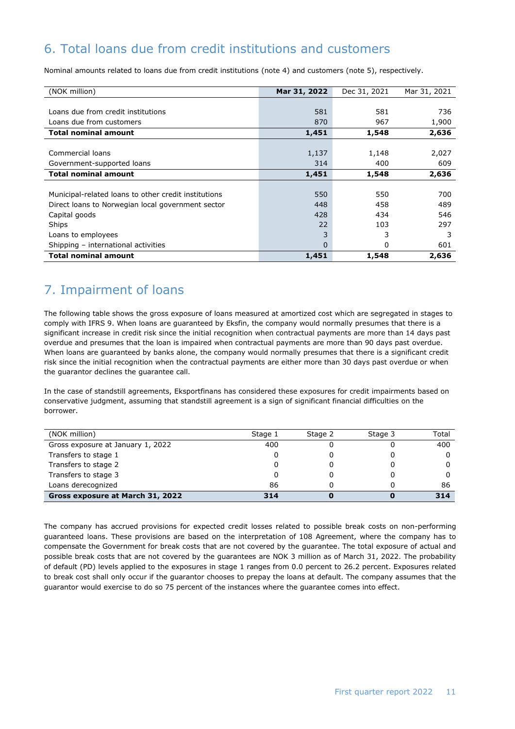## 6. Total loans due from credit institutions and customers

Nominal amounts related to loans due from credit institutions (note 4) and customers (note 5), respectively.

| (NOK million) | Mar 31, 2022 | Dec 31, 2021 | Mar 31, 2021 |
|---|---|---|---|
| | | | |
| Loans due from credit institutions | 581 | 581 | 736 |
| Loans due from customers | 870 | 967 | 1,900 |
| **Total nominal amount** | **1,451** | **1,548** | **2,636** |
| | | | |
| Commercial loans | 1,137 | 1,148 | 2,027 |
| Government-supported loans | 314 | 400 | 609 |
| **Total nominal amount** | **1,451** | **1,548** | **2,636** |
| | | | |
| Municipal-related loans to other credit institutions | 550 | 550 | 700 |
| Direct loans to Norwegian local government sector | 448 | 458 | 489 |
| Capital goods | 428 | 434 | 546 |
| Ships | 22 | 103 | 297 |
| Loans to employees | 3 | 3 | 3 |
| Shipping – international activities | 0 | 0 | 601 |
| **Total nominal amount** | **1,451** | **1,548** | **2,636** |

## 7. Impairment of loans

The following table shows the gross exposure of loans measured at amortized cost which are segregated in stages to comply with IFRS 9. When loans are guaranteed by Eksfin, the company would normally presumes that there is a significant increase in credit risk since the initial recognition when contractual payments are more than 14 days past overdue and presumes that the loan is impaired when contractual payments are more than 90 days past overdue. When loans are guaranteed by banks alone, the company would normally presumes that there is a significant credit risk since the initial recognition when the contractual payments are either more than 30 days past overdue or when the guarantor declines the guarantee call.

In the case of standstill agreements, Eksportfinans has considered these exposures for credit impairments based on conservative judgment, assuming that standstill agreement is a sign of significant financial difficulties on the borrower.

| (NOK million) | Stage 1 | Stage 2 | Stage 3 | Total |
|---|---|---|---|---|
| Gross exposure at January 1, 2022 | 400 | 0 | 0 | 400 |
| Transfers to stage 1 | 0 | 0 | 0 | 0 |
| Transfers to stage 2 | 0 | 0 | 0 | 0 |
| Transfers to stage 3 | 0 | 0 | 0 | 0 |
| Loans derecognized | 86 | 0 | 0 | 86 |
| **Gross exposure at March 31, 2022** | **314** | **0** | **0** | **314** |

The company has accrued provisions for expected credit losses related to possible break costs on non-performing guaranteed loans. These provisions are based on the interpretation of 108 Agreement, where the company has to compensate the Government for break costs that are not covered by the guarantee. The total exposure of actual and possible break costs that are not covered by the guarantees are NOK 3 million as of March 31, 2022. The probability of default (PD) levels applied to the exposures in stage 1 ranges from 0.0 percent to 26.2 percent. Exposures related to break cost shall only occur if the guarantor chooses to prepay the loans at default. The company assumes that the guarantor would exercise to do so 75 percent of the instances where the guarantee comes into effect.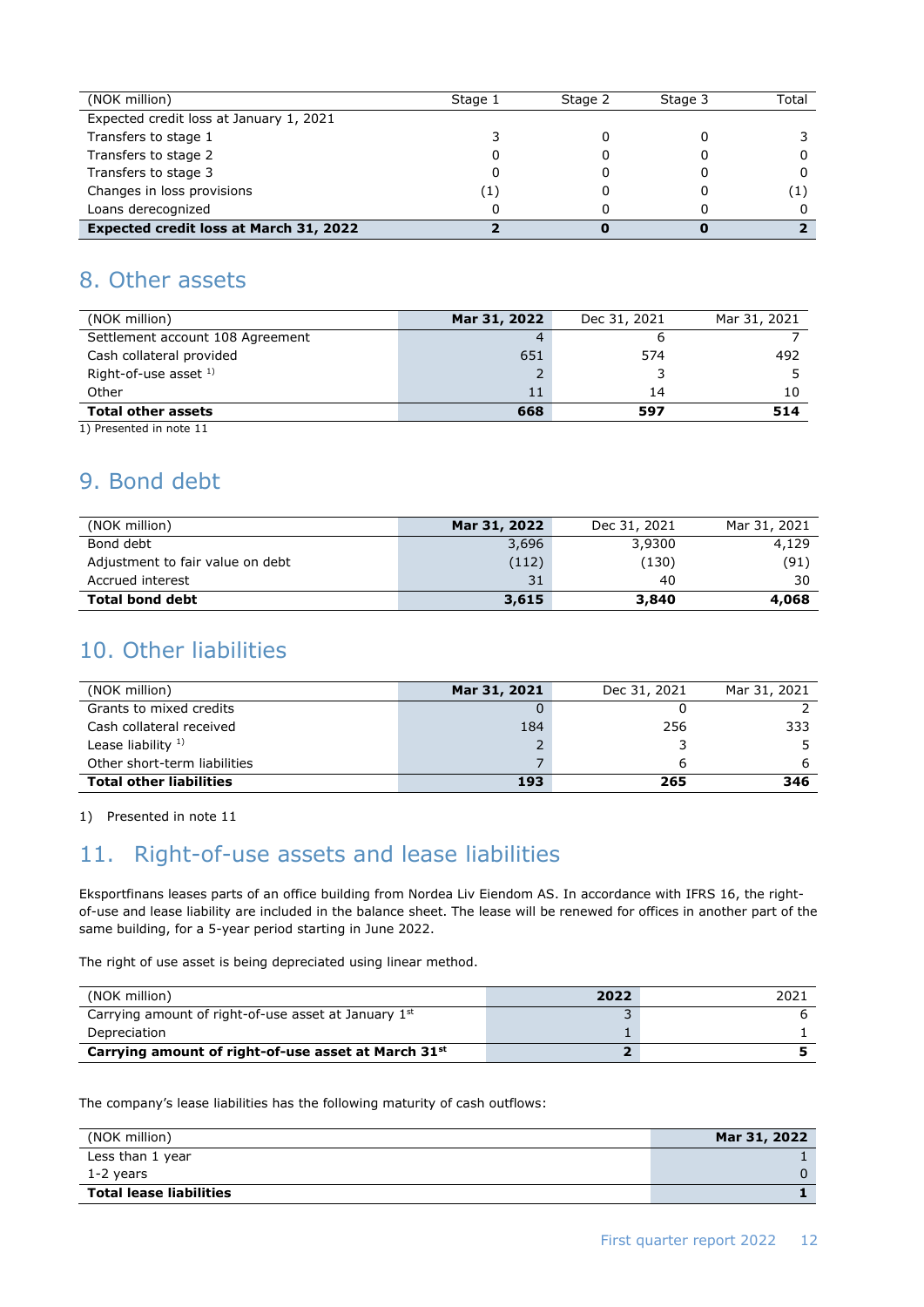| (NOK million) | Stage 1 | Stage 2 | Stage 3 | Total |
| --- | --- | --- | --- | --- |
| Expected credit loss at January 1, 2021 | | | | |
| Transfers to stage 1 | 3 | 0 | 0 | 3 |
| Transfers to stage 2 | 0 | 0 | 0 | 0 |
| Transfers to stage 3 | 0 | 0 | 0 | 0 |
| Changes in loss provisions | (1) | 0 | 0 | (1) |
| Loans derecognized | 0 | 0 | 0 | 0 |
| **Expected credit loss at March 31, 2022** | **2** | **0** | **0** | **2** |

## 8. Other assets

| (NOK million) | Mar 31, 2022 | Dec 31, 2021 | Mar 31, 2021 |
| --- | --- | --- | --- |
| Settlement account 108 Agreement | 4 | 6 | 7 |
| Cash collateral provided | 651 | 574 | 492 |
| Right-of-use asset [1] | 2 | 3 | 5 |
| Other | 11 | 14 | 10 |
| **Total other assets** | **668** | **597** | **514** |

1) Presented in note 11

## 9. Bond debt

| (NOK million) | Mar 31, 2022 | Dec 31, 2021 | Mar 31, 2021 |
| --- | --- | --- | --- |
| Bond debt | 3,696 | 3,9300 | 4,129 |
| Adjustment to fair value on debt | (112) | (130) | (91) |
| Accrued interest | 31 | 40 | 30 |
| **Total bond debt** | **3,615** | **3,840** | **4,068** |

## 10. Other liabilities

| (NOK million) | Mar 31, 2021 | Dec 31, 2021 | Mar 31, 2021 |
| --- | --- | --- | --- |
| Grants to mixed credits | 0 | 0 | 2 |
| Cash collateral received | 184 | 256 | 333 |
| Lease liability [1] | 2 | 3 | 5 |
| Other short-term liabilities | 7 | 6 | 6 |
| **Total other liabilities** | **193** | **265** | **346** |

1) Presented in note 11

## 11. Right-of-use assets and lease liabilities

Eksportfinans leases parts of an office building from Nordea Liv Eiendom AS. In accordance with IFRS 16, the right-of-use and lease liability are included in the balance sheet. The lease will be renewed for offices in another part of the same building, for a 5-year period starting in June 2022.

The right of use asset is being depreciated using linear method.

| (NOK million) | 2022 | 2021 |
| --- | --- | --- |
| Carrying amount of right-of-use asset at January 1st | 3 | 6 |
| Depreciation | 1 | 1 |
| **Carrying amount of right-of-use asset at March 31st** | **2** | **5** |

The company's lease liabilities has the following maturity of cash outflows:

| (NOK million) | Mar 31, 2022 |
| --- | --- |
| Less than 1 year | 1 |
| 1-2 years | 0 |
| **Total lease liabilities** | **1** |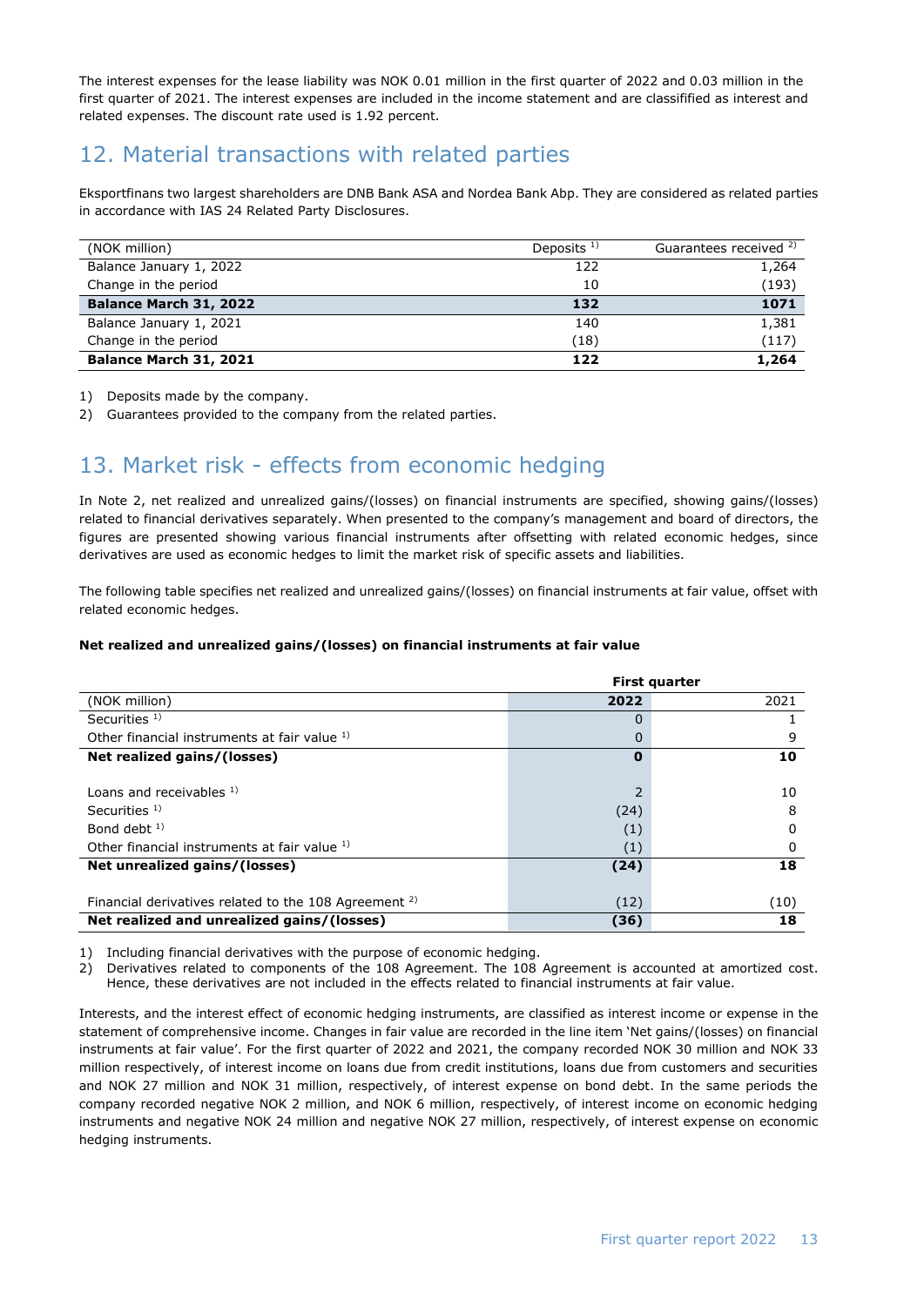The interest expenses for the lease liability was NOK 0.01 million in the first quarter of 2022 and 0.03 million in the first quarter of 2021. The interest expenses are included in the income statement and are classified as interest and related expenses. The discount rate used is 1.92 percent.

## 12. Material transactions with related parties

Eksportfinans two largest shareholders are DNB Bank ASA and Nordea Bank Abp. They are considered as related parties in accordance with IAS 24 Related Party Disclosures.

| (NOK million) | Deposits [1] | Guarantees received [2] |
|---|---|---|
| Balance January 1, 2022 | 122 | 1,264 |
| Change in the period | 10 | (193) |
| **Balance March 31, 2022** | **132** | **1071** |
| Balance January 1, 2021 | 140 | 1,381 |
| Change in the period | (18) | (117) |
| **Balance March 31, 2021** | **122** | **1,264** |

1) Deposits made by the company.
2) Guarantees provided to the company from the related parties.

## 13. Market risk - effects from economic hedging

In Note 2, net realized and unrealized gains/(losses) on financial instruments are specified, showing gains/(losses) related to financial derivatives separately. When presented to the company's management and board of directors, the figures are presented showing various financial instruments after offsetting with related economic hedges, since derivatives are used as economic hedges to limit the market risk of specific assets and liabilities.

The following table specifies net realized and unrealized gains/(losses) on financial instruments at fair value, offset with related economic hedges.

**Net realized and unrealized gains/(losses) on financial instruments at fair value**

| | **First quarter** | |
|---|---|---|
| (NOK million) | **2022** | 2021 |
| Securities [1] | 0 | 1 |
| Other financial instruments at fair value [1] | 0 | 9 |
| **Net realized gains/(losses)** | **0** | **10** |
| | | |
| Loans and receivables [1] | 2 | 10 |
| Securities [1] | (24) | 8 |
| Bond debt [1] | (1) | 0 |
| Other financial instruments at fair value [1] | (1) | 0 |
| **Net unrealized gains/(losses)** | **(24)** | **18** |
| | | |
| Financial derivatives related to the 108 Agreement [2] | (12) | (10) |
| **Net realized and unrealized gains/(losses)** | **(36)** | **18** |

1) Including financial derivatives with the purpose of economic hedging.
2) Derivatives related to components of the 108 Agreement. The 108 Agreement is accounted at amortized cost. Hence, these derivatives are not included in the effects related to financial instruments at fair value.

Interests, and the interest effect of economic hedging instruments, are classified as interest income or expense in the statement of comprehensive income. Changes in fair value are recorded in the line item 'Net gains/(losses) on financial instruments at fair value'. For the first quarter of 2022 and 2021, the company recorded NOK 30 million and NOK 33 million respectively, of interest income on loans due from credit institutions, loans due from customers and securities and NOK 27 million and NOK 31 million, respectively, of interest expense on bond debt. In the same periods the company recorded negative NOK 2 million, and NOK 6 million, respectively, of interest income on economic hedging instruments and negative NOK 24 million and negative NOK 27 million, respectively, of interest expense on economic hedging instruments.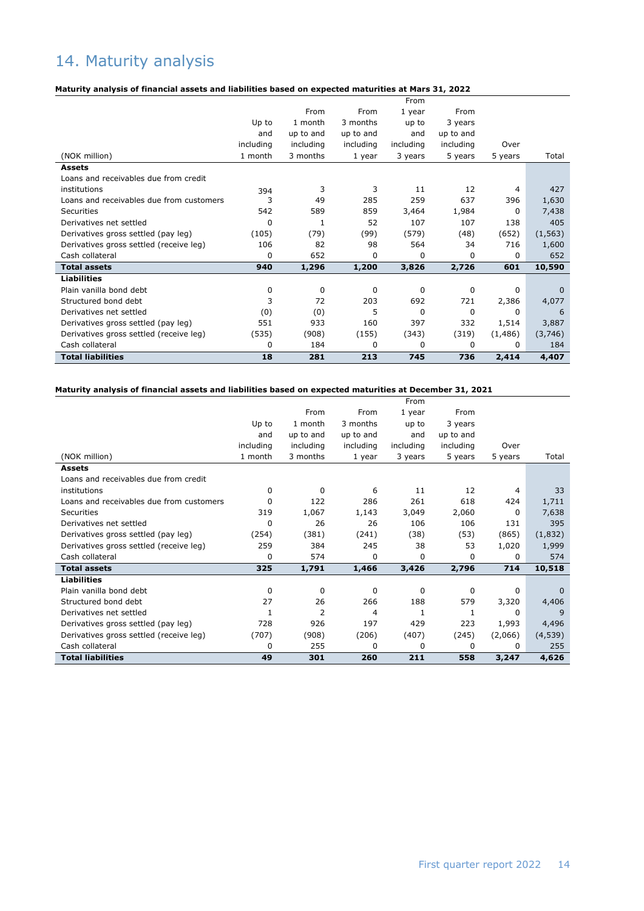# 14. Maturity analysis

**Maturity analysis of financial assets and liabilities based on expected maturities at Mars 31, 2022**

| (NOK million) | Up to and including 1 month | From 1 month up to and including 3 months | From 3 months up to and including 1 year | From 1 year up to and including 3 years | From 3 years up to and including 5 years | Over 5 years | Total |
|---|---|---|---|---|---|---|---|
| **Assets** | | | | | | | |
| Loans and receivables due from credit institutions | 394 | 3 | 3 | 11 | 12 | 4 | 427 |
| Loans and receivables due from customers | 3 | 49 | 285 | 259 | 637 | 396 | 1,630 |
| Securities | 542 | 589 | 859 | 3,464 | 1,984 | 0 | 7,438 |
| Derivatives net settled | 0 | 1 | 52 | 107 | 107 | 138 | 405 |
| Derivatives gross settled (pay leg) | (105) | (79) | (99) | (579) | (48) | (652) | (1,563) |
| Derivatives gross settled (receive leg) | 106 | 82 | 98 | 564 | 34 | 716 | 1,600 |
| Cash collateral | 0 | 652 | 0 | 0 | 0 | 0 | 652 |
| **Total assets** | **940** | **1,296** | **1,200** | **3,826** | **2,726** | **601** | **10,590** |
| **Liabilities** | | | | | | | |
| Plain vanilla bond debt | 0 | 0 | 0 | 0 | 0 | 0 | 0 |
| Structured bond debt | 3 | 72 | 203 | 692 | 721 | 2,386 | 4,077 |
| Derivatives net settled | (0) | (0) | 5 | 0 | 0 | 0 | 6 |
| Derivatives gross settled (pay leg) | 551 | 933 | 160 | 397 | 332 | 1,514 | 3,887 |
| Derivatives gross settled (receive leg) | (535) | (908) | (155) | (343) | (319) | (1,486) | (3,746) |
| Cash collateral | 0 | 184 | 0 | 0 | 0 | 0 | 184 |
| **Total liabilities** | **18** | **281** | **213** | **745** | **736** | **2,414** | **4,407** |

**Maturity analysis of financial assets and liabilities based on expected maturities at December 31, 2021**

| (NOK million) | Up to and including 1 month | From 1 month up to and including 3 months | From 3 months up to and including 1 year | From 1 year up to and including 3 years | From 3 years up to and including 5 years | Over 5 years | Total |
|---|---|---|---|---|---|---|---|
| **Assets** | | | | | | | |
| Loans and receivables due from credit institutions | 0 | 0 | 6 | 11 | 12 | 4 | 33 |
| Loans and receivables due from customers | 0 | 122 | 286 | 261 | 618 | 424 | 1,711 |
| Securities | 319 | 1,067 | 1,143 | 3,049 | 2,060 | 0 | 7,638 |
| Derivatives net settled | 0 | 26 | 26 | 106 | 106 | 131 | 395 |
| Derivatives gross settled (pay leg) | (254) | (381) | (241) | (38) | (53) | (865) | (1,832) |
| Derivatives gross settled (receive leg) | 259 | 384 | 245 | 38 | 53 | 1,020 | 1,999 |
| Cash collateral | 0 | 574 | 0 | 0 | 0 | 0 | 574 |
| **Total assets** | **325** | **1,791** | **1,466** | **3,426** | **2,796** | **714** | **10,518** |
| **Liabilities** | | | | | | | |
| Plain vanilla bond debt | 0 | 0 | 0 | 0 | 0 | 0 | 0 |
| Structured bond debt | 27 | 26 | 266 | 188 | 579 | 3,320 | 4,406 |
| Derivatives net settled | 1 | 2 | 4 | 1 | 1 | 0 | 9 |
| Derivatives gross settled (pay leg) | 728 | 926 | 197 | 429 | 223 | 1,993 | 4,496 |
| Derivatives gross settled (receive leg) | (707) | (908) | (206) | (407) | (245) | (2,066) | (4,539) |
| Cash collateral | 0 | 255 | 0 | 0 | 0 | 0 | 255 |
| **Total liabilities** | **49** | **301** | **260** | **211** | **558** | **3,247** | **4,626** |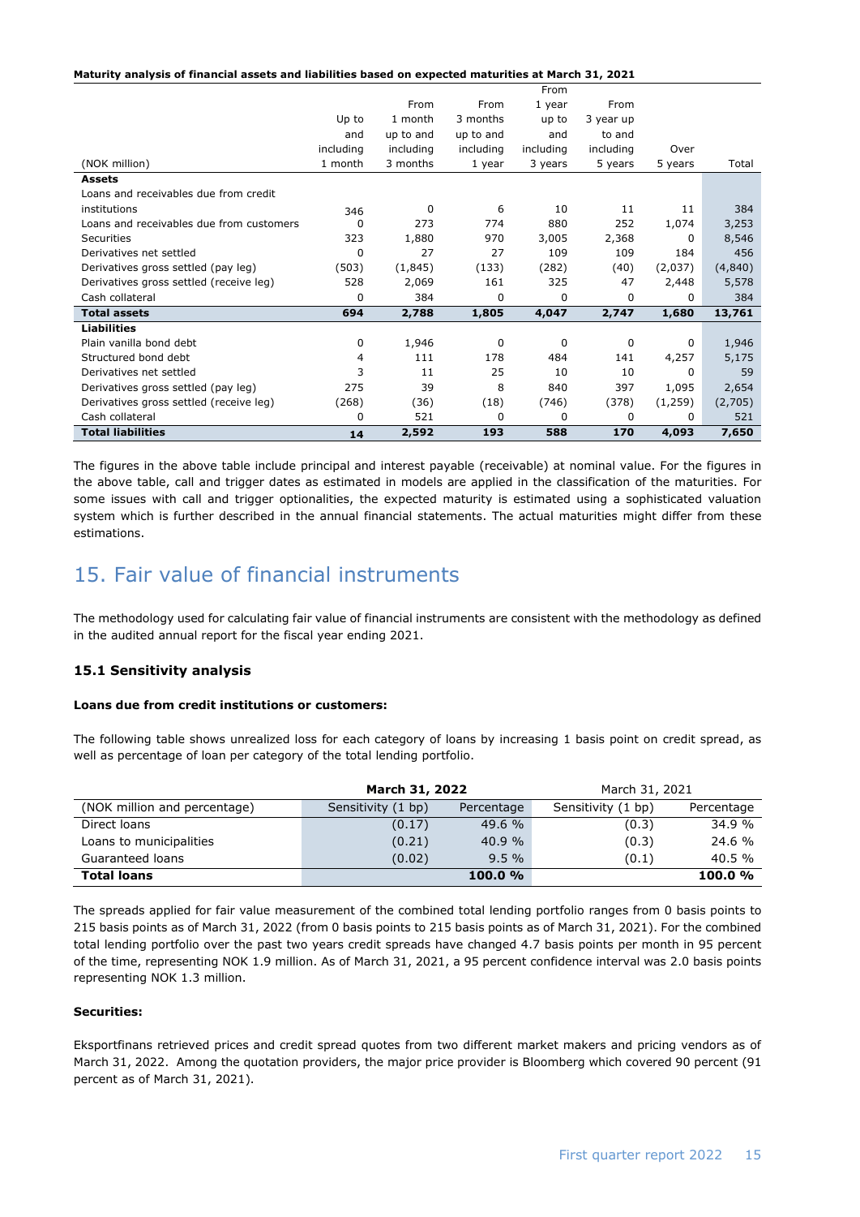**Maturity analysis of financial assets and liabilities based on expected maturities at March 31, 2021**

| (NOK million) | Up to and including 1 month | From 1 month up to and including 3 months | From 3 months up to and including 1 year | From 1 year up to and including 3 years | From 3 year up to and including 5 years | Over 5 years | Total |
|---|---|---|---|---|---|---|---|
| **Assets** | | | | | | | |
| Loans and receivables due from credit institutions | 346 | 0 | 6 | 10 | 11 | 11 | 384 |
| Loans and receivables due from customers | 0 | 273 | 774 | 880 | 252 | 1,074 | 3,253 |
| Securities | 323 | 1,880 | 970 | 3,005 | 2,368 | 0 | 8,546 |
| Derivatives net settled | 0 | 27 | 27 | 109 | 109 | 184 | 456 |
| Derivatives gross settled (pay leg) | (503) | (1,845) | (133) | (282) | (40) | (2,037) | (4,840) |
| Derivatives gross settled (receive leg) | 528 | 2,069 | 161 | 325 | 47 | 2,448 | 5,578 |
| Cash collateral | 0 | 384 | 0 | 0 | 0 | 0 | 384 |
| **Total assets** | **694** | **2,788** | **1,805** | **4,047** | **2,747** | **1,680** | **13,761** |
| **Liabilities** | | | | | | | |
| Plain vanilla bond debt | 0 | 1,946 | 0 | 0 | 0 | 0 | 1,946 |
| Structured bond debt | 4 | 111 | 178 | 484 | 141 | 4,257 | 5,175 |
| Derivatives net settled | 3 | 11 | 25 | 10 | 10 | 0 | 59 |
| Derivatives gross settled (pay leg) | 275 | 39 | 8 | 840 | 397 | 1,095 | 2,654 |
| Derivatives gross settled (receive leg) | (268) | (36) | (18) | (746) | (378) | (1,259) | (2,705) |
| Cash collateral | 0 | 521 | 0 | 0 | 0 | 0 | 521 |
| **Total liabilities** | **14** | **2,592** | **193** | **588** | **170** | **4,093** | **7,650** |

The figures in the above table include principal and interest payable (receivable) at nominal value. For the figures in the above table, call and trigger dates as estimated in models are applied in the classification of the maturities. For some issues with call and trigger optionalities, the expected maturity is estimated using a sophisticated valuation system which is further described in the annual financial statements. The actual maturities might differ from these estimations.

# 15. Fair value of financial instruments

The methodology used for calculating fair value of financial instruments are consistent with the methodology as defined in the audited annual report for the fiscal year ending 2021.

### 15.1 Sensitivity analysis

**Loans due from credit institutions or customers:**

The following table shows unrealized loss for each category of loans by increasing 1 basis point on credit spread, as well as percentage of loan per category of the total lending portfolio.

| | **March 31, 2022** | | March 31, 2021 | |
|---|---|---|---|---|
| (NOK million and percentage) | Sensitivity (1 bp) | Percentage | Sensitivity (1 bp) | Percentage |
| Direct loans | (0.17) | 49.6 % | (0.3) | 34.9 % |
| Loans to municipalities | (0.21) | 40.9 % | (0.3) | 24.6 % |
| Guaranteed loans | (0.02) | 9.5 % | (0.1) | 40.5 % |
| **Total loans** | | **100.0 %** | | **100.0 %** |

The spreads applied for fair value measurement of the combined total lending portfolio ranges from 0 basis points to 215 basis points as of March 31, 2022 (from 0 basis points to 215 basis points as of March 31, 2021). For the combined total lending portfolio over the past two years credit spreads have changed 4.7 basis points per month in 95 percent of the time, representing NOK 1.9 million. As of March 31, 2021, a 95 percent confidence interval was 2.0 basis points representing NOK 1.3 million.

**Securities:**

Eksportfinans retrieved prices and credit spread quotes from two different market makers and pricing vendors as of March 31, 2022. Among the quotation providers, the major price provider is Bloomberg which covered 90 percent (91 percent as of March 31, 2021).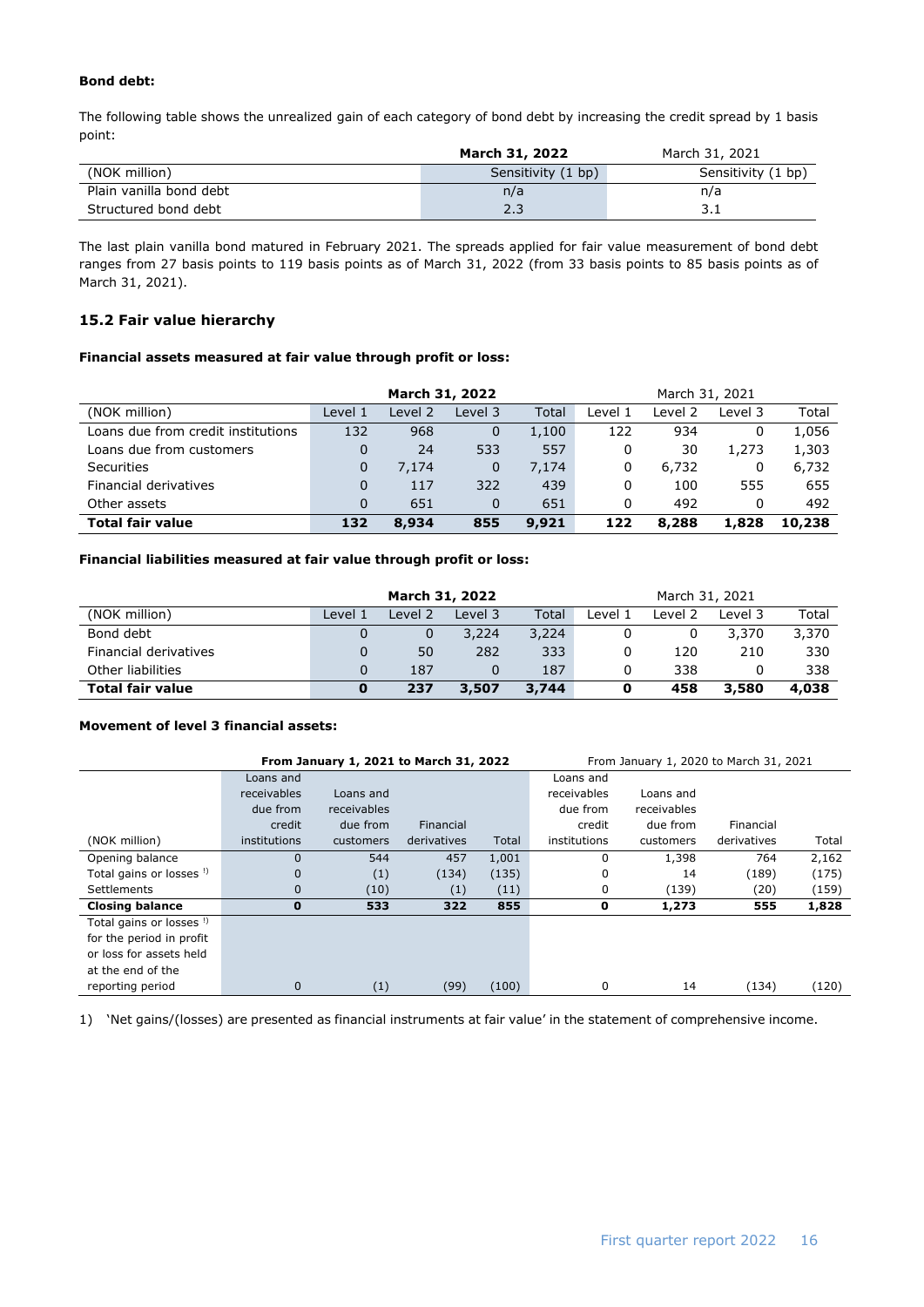**Bond debt:**

The following table shows the unrealized gain of each category of bond debt by increasing the credit spread by 1 basis point:

| | **March 31, 2022** | March 31, 2021 |
|---|---|---|
| (NOK million) | Sensitivity (1 bp) | Sensitivity (1 bp) |
| Plain vanilla bond debt | n/a | n/a |
| Structured bond debt | 2.3 | 3.1 |

The last plain vanilla bond matured in February 2021. The spreads applied for fair value measurement of bond debt ranges from 27 basis points to 119 basis points as of March 31, 2022 (from 33 basis points to 85 basis points as of March 31, 2021).

## 15.2 Fair value hierarchy

**Financial assets measured at fair value through profit or loss:**

| | **March 31, 2022** | | | | March 31, 2021 | | | |
|---|---|---|---|---|---|---|---|---|
| (NOK million) | Level 1 | Level 2 | Level 3 | Total | Level 1 | Level 2 | Level 3 | Total |
| Loans due from credit institutions | 132 | 968 | 0 | 1,100 | 122 | 934 | 0 | 1,056 |
| Loans due from customers | 0 | 24 | 533 | 557 | 0 | 30 | 1,273 | 1,303 |
| Securities | 0 | 7,174 | 0 | 7,174 | 0 | 6,732 | 0 | 6,732 |
| Financial derivatives | 0 | 117 | 322 | 439 | 0 | 100 | 555 | 655 |
| Other assets | 0 | 651 | 0 | 651 | 0 | 492 | 0 | 492 |
| **Total fair value** | **132** | **8,934** | **855** | **9,921** | **122** | **8,288** | **1,828** | **10,238** |

**Financial liabilities measured at fair value through profit or loss:**

| | **March 31, 2022** | | | | March 31, 2021 | | | |
|---|---|---|---|---|---|---|---|---|
| (NOK million) | Level 1 | Level 2 | Level 3 | Total | Level 1 | Level 2 | Level 3 | Total |
| Bond debt | 0 | 0 | 3,224 | 3,224 | 0 | 0 | 3,370 | 3,370 |
| Financial derivatives | 0 | 50 | 282 | 333 | 0 | 120 | 210 | 330 |
| Other liabilities | 0 | 187 | 0 | 187 | 0 | 338 | 0 | 338 |
| **Total fair value** | **0** | **237** | **3,507** | **3,744** | **0** | **458** | **3,580** | **4,038** |

**Movement of level 3 financial assets:**

| | **From January 1, 2021 to March 31, 2022** | | | | From January 1, 2020 to March 31, 2021 | | | |
|---|---|---|---|---|---|---|---|---|
| (NOK million) | Loans and receivables due from credit institutions | Loans and receivables due from customers | Financial derivatives | Total | Loans and receivables due from credit institutions | Loans and receivables due from customers | Financial derivatives | Total |
| Opening balance | 0 | 544 | 457 | 1,001 | 0 | 1,398 | 764 | 2,162 |
| Total gains or losses [1] | 0 | (1) | (134) | (135) | 0 | 14 | (189) | (175) |
| Settlements | 0 | (10) | (1) | (11) | 0 | (139) | (20) | (159) |
| **Closing balance** | **0** | **533** | **322** | **855** | **0** | **1,273** | **555** | **1,828** |
| Total gains or losses [1] for the period in profit or loss for assets held at the end of the reporting period | 0 | (1) | (99) | (100) | 0 | 14 | (134) | (120) |

1) 'Net gains/(losses) are presented as financial instruments at fair value' in the statement of comprehensive income.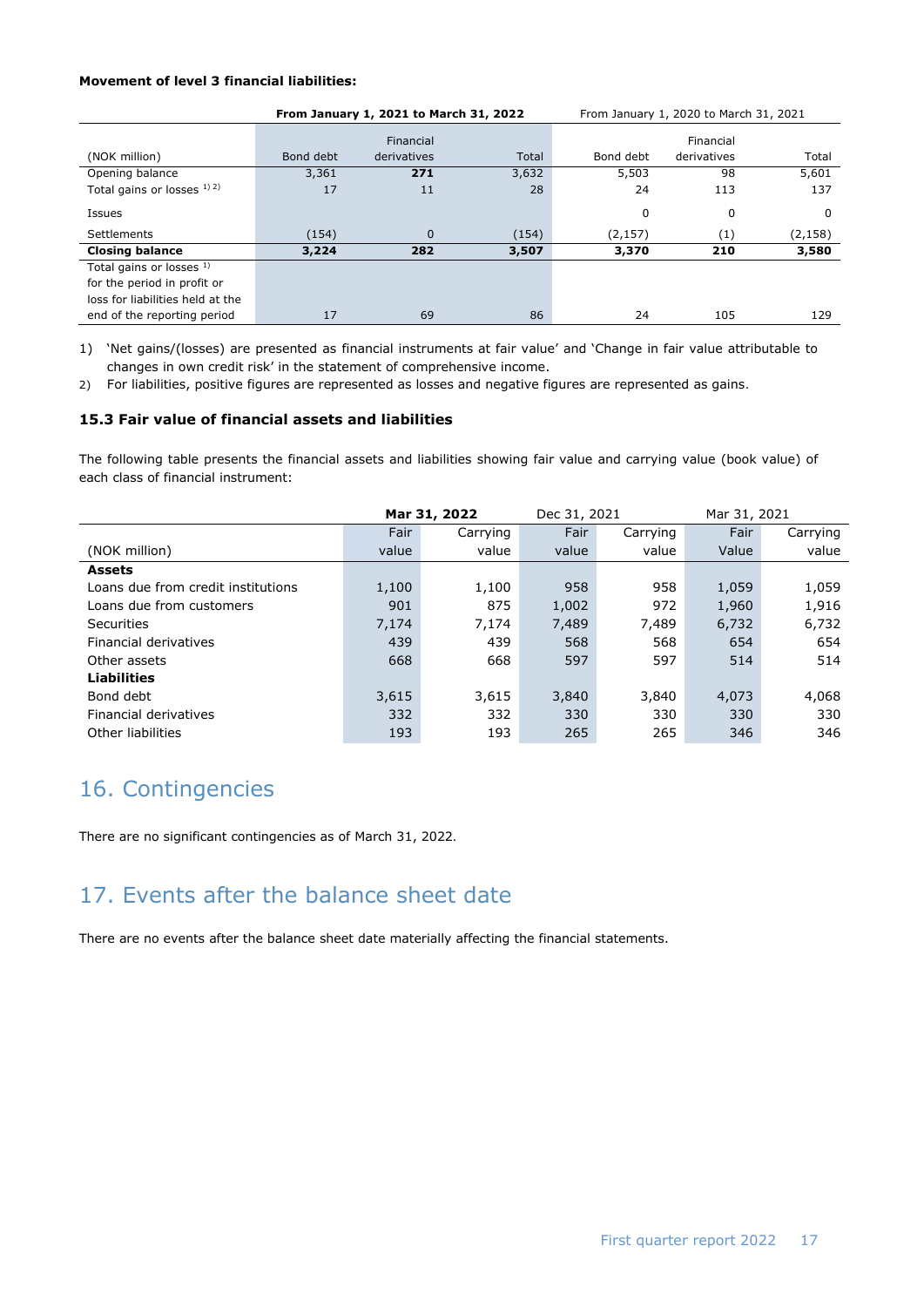**Movement of level 3 financial liabilities:**

| | **From January 1, 2021 to March 31, 2022** | | | From January 1, 2020 to March 31, 2021 | | |
|---|---|---|---|---|---|---|
| (NOK million) | Bond debt | Financial derivatives | Total | Bond debt | Financial derivatives | Total |
| Opening balance | 3,361 | **271** | 3,632 | 5,503 | 98 | 5,601 |
| Total gains or losses [1) 2)] | 17 | 11 | 28 | 24 | 113 | 137 |
| Issues | | | | 0 | 0 | 0 |
| Settlements | (154) | 0 | (154) | (2,157) | (1) | (2,158) |
| **Closing balance** | **3,224** | **282** | **3,507** | **3,370** | **210** | **3,580** |
| Total gains or losses [1)] for the period in profit or loss for liabilities held at the end of the reporting period | 17 | 69 | 86 | 24 | 105 | 129 |

1) 'Net gains/(losses) are presented as financial instruments at fair value' and 'Change in fair value attributable to changes in own credit risk' in the statement of comprehensive income.

2) For liabilities, positive figures are represented as losses and negative figures are represented as gains.

### 15.3 Fair value of financial assets and liabilities

The following table presents the financial assets and liabilities showing fair value and carrying value (book value) of each class of financial instrument:

| | **Mar 31, 2022** | | Dec 31, 2021 | | Mar 31, 2021 | |
|---|---|---|---|---|---|---|
| (NOK million) | Fair value | Carrying value | Fair value | Carrying value | Fair Value | Carrying value |
| **Assets** | | | | | | |
| Loans due from credit institutions | 1,100 | 1,100 | 958 | 958 | 1,059 | 1,059 |
| Loans due from customers | 901 | 875 | 1,002 | 972 | 1,960 | 1,916 |
| Securities | 7,174 | 7,174 | 7,489 | 7,489 | 6,732 | 6,732 |
| Financial derivatives | 439 | 439 | 568 | 568 | 654 | 654 |
| Other assets | 668 | 668 | 597 | 597 | 514 | 514 |
| **Liabilities** | | | | | | |
| Bond debt | 3,615 | 3,615 | 3,840 | 3,840 | 4,073 | 4,068 |
| Financial derivatives | 332 | 332 | 330 | 330 | 330 | 330 |
| Other liabilities | 193 | 193 | 265 | 265 | 346 | 346 |

## 16. Contingencies

There are no significant contingencies as of March 31, 2022.

## 17. Events after the balance sheet date

There are no events after the balance sheet date materially affecting the financial statements.